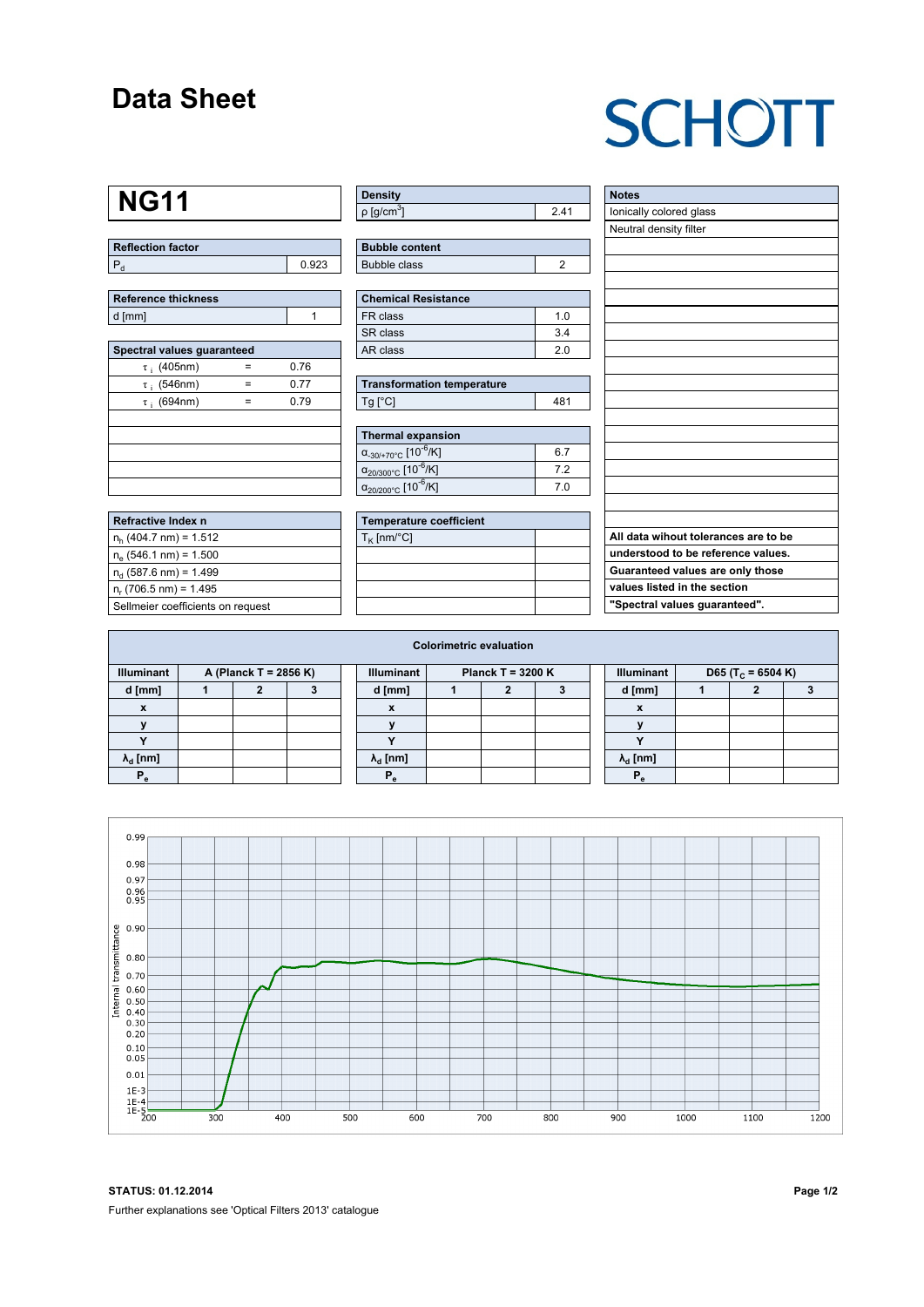# Data Sheet

SCHOTT

# NG11

| Reflection factor | |
|---|---|
| $P_d$ | 0.923 |

| Reference thickness | |
|---|---|
| d [mm] | 1 |

| Spectral values guaranteed | | |
|---|---|---|
| $\tau_i$ (405nm) | = | 0.76 |
| $\tau_i$ (546nm) | = | 0.77 |
| $\tau_i$ (694nm) | = | 0.79 |

| Refractive Index n |
|---|
| $n_h$ (404.7 nm) = 1.512 |
| $n_e$ (546.1 nm) = 1.500 |
| $n_d$ (587.6 nm) = 1.499 |
| $n_r$ (706.5 nm) = 1.495 |
| Sellmeier coefficients on request |

| Density | |
|---|---|
| ρ [g/cm$^3$] | 2.41 |

| Bubble content | |
|---|---|
| Bubble class | 2 |

| Chemical Resistance | |
|---|---|
| FR class | 1.0 |
| SR class | 3.4 |
| AR class | 2.0 |

| Transformation temperature | |
|---|---|
| Tg [°C] | 481 |

| Thermal expansion | |
|---|---|
| $\alpha_{-30/+70°C}$ [$10^{-6}$/K] | 6.7 |
| $\alpha_{20/300°C}$ [$10^{-6}$/K] | 7.2 |
| $\alpha_{20/200°C}$ [$10^{-6}$/K] | 7.0 |

| Temperature coefficient | |
|---|---|
| $T_K$ [nm/°C] | |

| Notes |
|---|
| Ionically colored glass |
| Neutral density filter |

**All data wihout tolerances are to be understood to be reference values. Guaranteed values are only those values listed in the section "Spectral values guaranteed".**

## Colorimetric evaluation

| Illuminant | A (Planck T = 2856 K) | | |
|---|---|---|---|
| d [mm] | 1 | 2 | 3 |
| x | | | |
| y | | | |
| Y | | | |
| $\lambda_d$ [nm] | | | |
| $P_e$ | | | |

| Illuminant | Planck T = 3200 K | | |
|---|---|---|---|
| d [mm] | 1 | 2 | 3 |
| x | | | |
| y | | | |
| Y | | | |
| $\lambda_d$ [nm] | | | |
| $P_e$ | | | |

| Illuminant | D65 ($T_c$ = 6504 K) | | |
|---|---|---|---|
| d [mm] | 1 | 2 | 3 |
| x | | | |
| y | | | |
| Y | | | |
| $\lambda_d$ [nm] | | | |
| $P_e$ | | | |

**STATUS: 01.12.2014**

Further explanations see 'Optical Filters 2013' catalogue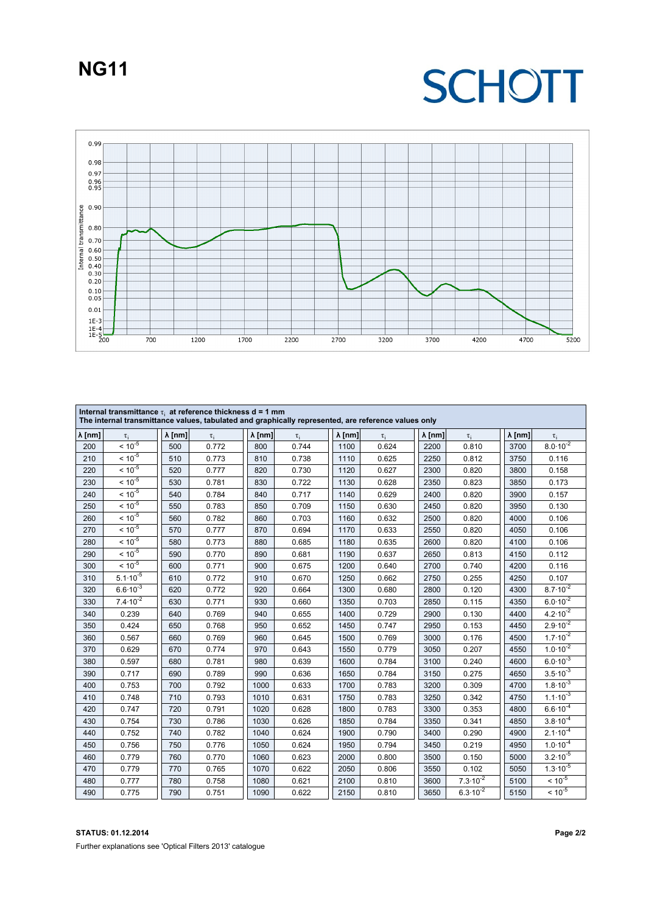# NG11

SCHOTT

0.99
0.98
0.97
0.96
0.95
0.90
0.80
0.70
0.60
0.50
0.40
0.30
0.20
0.10
0.05
0.01
1E-3
1E-4
1E-5

Internal transmittance

200
700
1200
1700
2200
2700
3200
3700
4200
4700
5200

**Internal transmittance $\tau_i$ at reference thickness d = 1 mm**
**The internal transmittance values, tabulated and graphically represented, are reference values only**

| λ [nm] | $\tau_i$ | λ [nm] | $\tau_i$ | λ [nm] | $\tau_i$ | λ [nm] | $\tau_i$ | λ [nm] | $\tau_i$ | λ [nm] | $\tau_i$ |
|---|---|---|---|---|---|---|---|---|---|---|---|
| 200 | $< 10^{-5}$ | 500 | 0.772 | 800 | 0.744 | 1100 | 0.624 | 2200 | 0.810 | 3700 | $8.0 \cdot 10^{-2}$ |
| 210 | $< 10^{-5}$ | 510 | 0.773 | 810 | 0.738 | 1110 | 0.625 | 2250 | 0.812 | 3750 | 0.116 |
| 220 | $< 10^{-5}$ | 520 | 0.777 | 820 | 0.730 | 1120 | 0.627 | 2300 | 0.820 | 3800 | 0.158 |
| 230 | $< 10^{-5}$ | 530 | 0.781 | 830 | 0.722 | 1130 | 0.628 | 2350 | 0.823 | 3850 | 0.173 |
| 240 | $< 10^{-5}$ | 540 | 0.784 | 840 | 0.717 | 1140 | 0.629 | 2400 | 0.820 | 3900 | 0.157 |
| 250 | $< 10^{-5}$ | 550 | 0.783 | 850 | 0.709 | 1150 | 0.630 | 2450 | 0.820 | 3950 | 0.130 |
| 260 | $< 10^{-5}$ | 560 | 0.782 | 860 | 0.703 | 1160 | 0.632 | 2500 | 0.820 | 4000 | 0.106 |
| 270 | $< 10^{-5}$ | 570 | 0.777 | 870 | 0.694 | 1170 | 0.633 | 2550 | 0.820 | 4050 | 0.106 |
| 280 | $< 10^{-5}$ | 580 | 0.773 | 880 | 0.685 | 1180 | 0.635 | 2600 | 0.820 | 4100 | 0.106 |
| 290 | $< 10^{-5}$ | 590 | 0.770 | 890 | 0.681 | 1190 | 0.637 | 2650 | 0.813 | 4150 | 0.112 |
| 300 | $< 10^{-5}$ | 600 | 0.771 | 900 | 0.675 | 1200 | 0.640 | 2700 | 0.740 | 4200 | 0.116 |
| 310 | $5.1 \cdot 10^{-5}$ | 610 | 0.772 | 910 | 0.670 | 1250 | 0.662 | 2750 | 0.255 | 4250 | 0.107 |
| 320 | $6.6 \cdot 10^{-3}$ | 620 | 0.772 | 920 | 0.664 | 1300 | 0.680 | 2800 | 0.120 | 4300 | $8.7 \cdot 10^{-2}$ |
| 330 | $7.4 \cdot 10^{-2}$ | 630 | 0.771 | 930 | 0.660 | 1350 | 0.703 | 2850 | 0.115 | 4350 | $6.0 \cdot 10^{-2}$ |
| 340 | 0.239 | 640 | 0.769 | 940 | 0.655 | 1400 | 0.729 | 2900 | 0.130 | 4400 | $4.2 \cdot 10^{-2}$ |
| 350 | 0.424 | 650 | 0.768 | 950 | 0.652 | 1450 | 0.747 | 2950 | 0.153 | 4450 | $2.9 \cdot 10^{-2}$ |
| 360 | 0.567 | 660 | 0.769 | 960 | 0.645 | 1500 | 0.769 | 3000 | 0.176 | 4500 | $1.7 \cdot 10^{-2}$ |
| 370 | 0.629 | 670 | 0.774 | 970 | 0.643 | 1550 | 0.779 | 3050 | 0.207 | 4550 | $1.0 \cdot 10^{-2}$ |
| 380 | 0.597 | 680 | 0.781 | 980 | 0.639 | 1600 | 0.784 | 3100 | 0.240 | 4600 | $6.0 \cdot 10^{-3}$ |
| 390 | 0.717 | 690 | 0.789 | 990 | 0.636 | 1650 | 0.784 | 3150 | 0.275 | 4650 | $3.5 \cdot 10^{-3}$ |
| 400 | 0.753 | 700 | 0.792 | 1000 | 0.633 | 1700 | 0.783 | 3200 | 0.309 | 4700 | $1.8 \cdot 10^{-3}$ |
| 410 | 0.748 | 710 | 0.793 | 1010 | 0.631 | 1750 | 0.783 | 3250 | 0.342 | 4750 | $1.1 \cdot 10^{-3}$ |
| 420 | 0.747 | 720 | 0.791 | 1020 | 0.628 | 1800 | 0.783 | 3300 | 0.353 | 4800 | $6.6 \cdot 10^{-4}$ |
| 430 | 0.754 | 730 | 0.786 | 1030 | 0.626 | 1850 | 0.784 | 3350 | 0.341 | 4850 | $3.8 \cdot 10^{-4}$ |
| 440 | 0.752 | 740 | 0.782 | 1040 | 0.624 | 1900 | 0.790 | 3400 | 0.290 | 4900 | $2.1 \cdot 10^{-4}$ |
| 450 | 0.756 | 750 | 0.776 | 1050 | 0.624 | 1950 | 0.794 | 3450 | 0.219 | 4950 | $1.0 \cdot 10^{-4}$ |
| 460 | 0.779 | 760 | 0.770 | 1060 | 0.623 | 2000 | 0.800 | 3500 | 0.150 | 5000 | $3.2 \cdot 10^{-5}$ |
| 470 | 0.779 | 770 | 0.765 | 1070 | 0.622 | 2050 | 0.806 | 3550 | 0.102 | 5050 | $1.3 \cdot 10^{-5}$ |
| 480 | 0.777 | 780 | 0.758 | 1080 | 0.621 | 2100 | 0.810 | 3600 | $7.3 \cdot 10^{-2}$ | 5100 | $< 10^{-5}$ |
| 490 | 0.775 | 790 | 0.751 | 1090 | 0.622 | 2150 | 0.810 | 3650 | $6.3 \cdot 10^{-2}$ | 5150 | $< 10^{-5}$ |

**STATUS: 01.12.2014**

Further explanations see 'Optical Filters 2013' catalogue